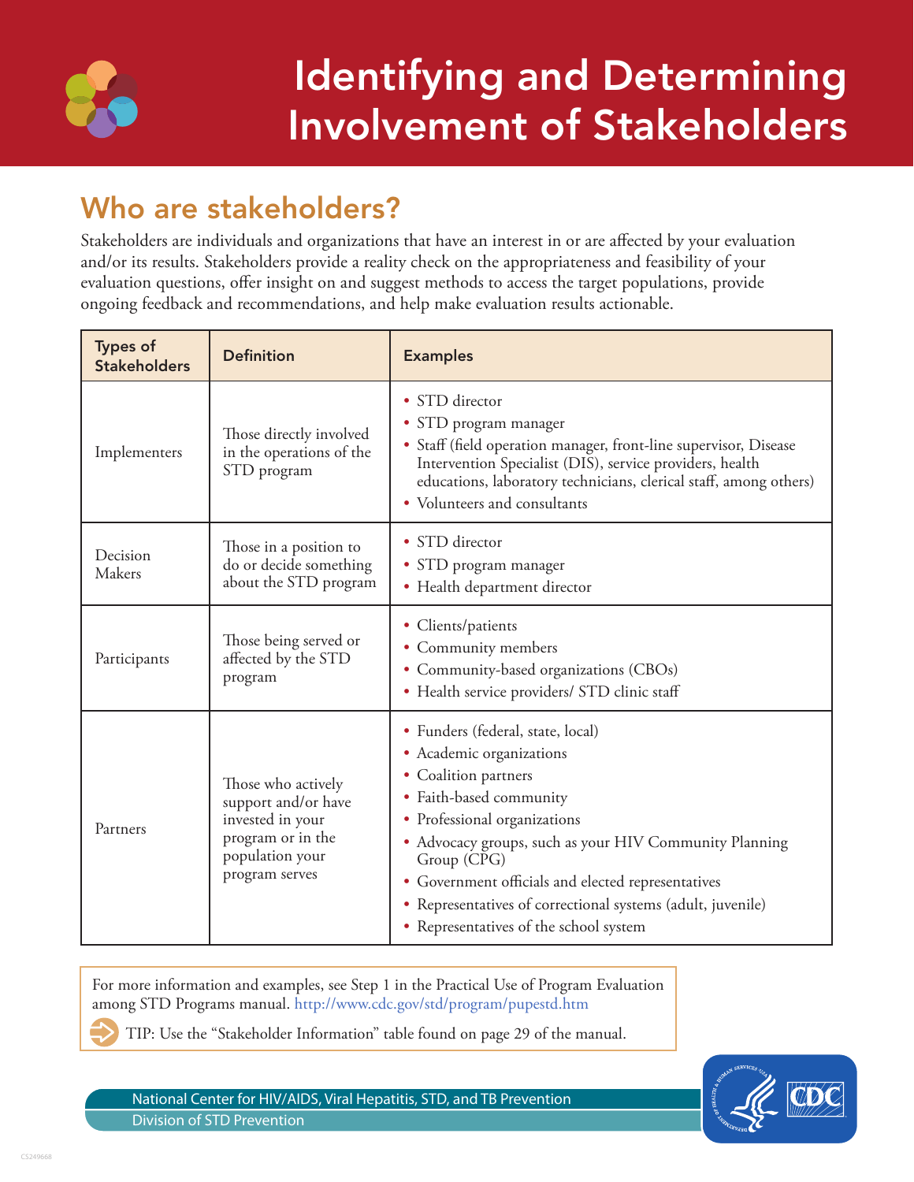# Identifying and Determining Involvement of Stakeholders

## Who are stakeholders?

Stakeholders are individuals and organizations that have an interest in or are affected by your evaluation and/or its results. Stakeholders provide a reality check on the appropriateness and feasibility of your evaluation questions, offer insight on and suggest methods to access the target populations, provide ongoing feedback and recommendations, and help make evaluation results actionable.

| Types of Stakeholders | Definition | Examples |
| --- | --- | --- |
| Implementers | Those directly involved in the operations of the STD program | • STD director<br>• STD program manager<br>• Staff (field operation manager, front-line supervisor, Disease Intervention Specialist (DIS), service providers, health educations, laboratory technicians, clerical staff, among others)<br>• Volunteers and consultants |
| Decision Makers | Those in a position to do or decide something about the STD program | • STD director<br>• STD program manager<br>• Health department director |
| Participants | Those being served or affected by the STD program | • Clients/patients<br>• Community members<br>• Community-based organizations (CBOs)<br>• Health service providers/ STD clinic staff |
| Partners | Those who actively support and/or have invested in your program or in the population your program serves | • Funders (federal, state, local)<br>• Academic organizations<br>• Coalition partners<br>• Faith-based community<br>• Professional organizations<br>• Advocacy groups, such as your HIV Community Planning Group (CPG)<br>• Government officials and elected representatives<br>• Representatives of correctional systems (adult, juvenile)<br>• Representatives of the school system |

For more information and examples, see Step 1 in the Practical Use of Program Evaluation among STD Programs manual. http://www.cdc.gov/std/program/pupestd.htm

TIP: Use the "Stakeholder Information" table found on page 29 of the manual.

National Center for HIV/AIDS, Viral Hepatitis, STD, and TB Prevention
Division of STD Prevention

CS249668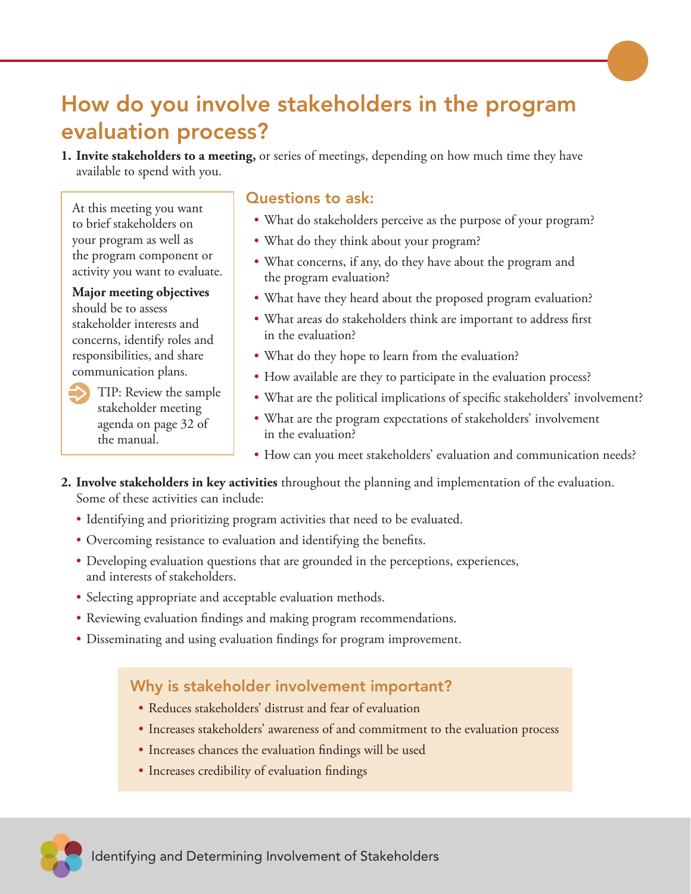# How do you involve stakeholders in the program evaluation process?

1. **Invite stakeholders to a meeting,** or series of meetings, depending on how much time they have available to spend with you.

At this meeting you want to brief stakeholders on your program as well as the program component or activity you want to evaluate.

**Major meeting objectives** should be to assess stakeholder interests and concerns, identify roles and responsibilities, and share communication plans.

TIP: Review the sample stakeholder meeting agenda on page 32 of the manual.

## Questions to ask:

- What do stakeholders perceive as the purpose of your program?
- What do they think about your program?
- What concerns, if any, do they have about the program and the program evaluation?
- What have they heard about the proposed program evaluation?
- What areas do stakeholders think are important to address first in the evaluation?
- What do they hope to learn from the evaluation?
- How available are they to participate in the evaluation process?
- What are the political implications of specific stakeholders' involvement?
- What are the program expectations of stakeholders' involvement in the evaluation?
- How can you meet stakeholders' evaluation and communication needs?

2. **Involve stakeholders in key activities** throughout the planning and implementation of the evaluation. Some of these activities can include:
   - Identifying and prioritizing program activities that need to be evaluated.
   - Overcoming resistance to evaluation and identifying the benefits.
   - Developing evaluation questions that are grounded in the perceptions, experiences, and interests of stakeholders.
   - Selecting appropriate and acceptable evaluation methods.
   - Reviewing evaluation findings and making program recommendations.
   - Disseminating and using evaluation findings for program improvement.

## Why is stakeholder involvement important?

- Reduces stakeholders' distrust and fear of evaluation
- Increases stakeholders' awareness of and commitment to the evaluation process
- Increases chances the evaluation findings will be used
- Increases credibility of evaluation findings